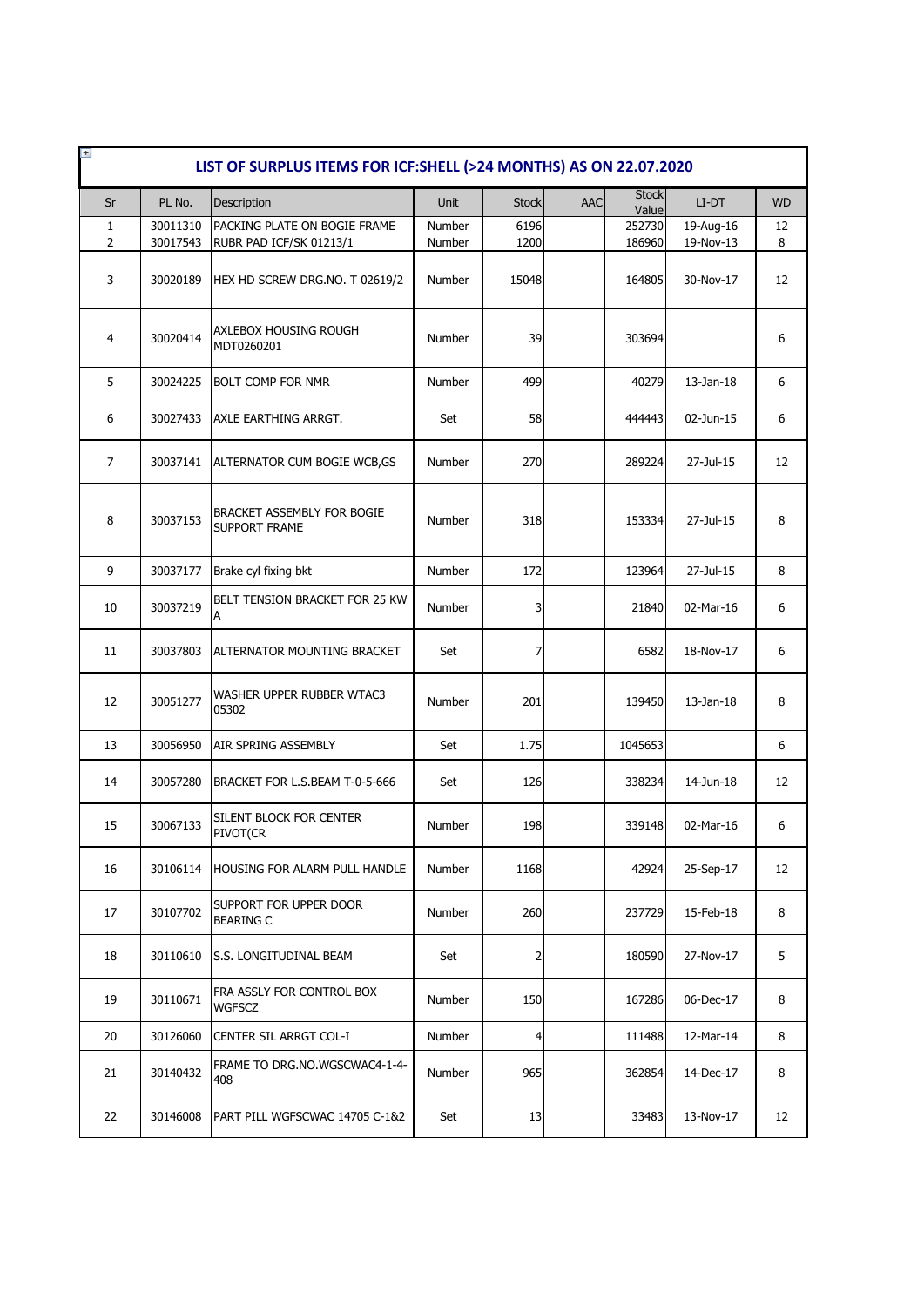## LIST OF SURPLUS ITEMS FOR ICF:SHELL (>24 MONTHS) AS ON 22.07.2020

| Sr | PL No. | Description | Unit | Stock | AAC | Stock Value | LI-DT | WD |
|---|---|---|---|---|---|---|---|---|
| 1 | 30011310 | PACKING PLATE ON BOGIE FRAME | Number | 6196 | | 252730 | 19-Aug-16 | 12 |
| 2 | 30017543 | RUBR PAD ICF/SK 01213/1 | Number | 1200 | | 186960 | 19-Nov-13 | 8 |
| 3 | 30020189 | HEX HD SCREW DRG.NO. T 02619/2 | Number | 15048 | | 164805 | 30-Nov-17 | 12 |
| 4 | 30020414 | AXLEBOX HOUSING ROUGH MDT0260201 | Number | 39 | | 303694 | | 6 |
| 5 | 30024225 | BOLT COMP FOR NMR | Number | 499 | | 40279 | 13-Jan-18 | 6 |
| 6 | 30027433 | AXLE EARTHING ARRGT. | Set | 58 | | 444443 | 02-Jun-15 | 6 |
| 7 | 30037141 | ALTERNATOR CUM BOGIE WCB,GS | Number | 270 | | 289224 | 27-Jul-15 | 12 |
| 8 | 30037153 | BRACKET ASSEMBLY FOR BOGIE SUPPORT FRAME | Number | 318 | | 153334 | 27-Jul-15 | 8 |
| 9 | 30037177 | Brake cyl fixing bkt | Number | 172 | | 123964 | 27-Jul-15 | 8 |
| 10 | 30037219 | BELT TENSION BRACKET FOR 25 KW A | Number | 3 | | 21840 | 02-Mar-16 | 6 |
| 11 | 30037803 | ALTERNATOR MOUNTING BRACKET | Set | 7 | | 6582 | 18-Nov-17 | 6 |
| 12 | 30051277 | WASHER UPPER RUBBER WTAC3 05302 | Number | 201 | | 139450 | 13-Jan-18 | 8 |
| 13 | 30056950 | AIR SPRING ASSEMBLY | Set | 1.75 | | 1045653 | | 6 |
| 14 | 30057280 | BRACKET FOR L.S.BEAM T-0-5-666 | Set | 126 | | 338234 | 14-Jun-18 | 12 |
| 15 | 30067133 | SILENT BLOCK FOR CENTER PIVOT(CR | Number | 198 | | 339148 | 02-Mar-16 | 6 |
| 16 | 30106114 | HOUSING FOR ALARM PULL HANDLE | Number | 1168 | | 42924 | 25-Sep-17 | 12 |
| 17 | 30107702 | SUPPORT FOR UPPER DOOR BEARING C | Number | 260 | | 237729 | 15-Feb-18 | 8 |
| 18 | 30110610 | S.S. LONGITUDINAL BEAM | Set | 2 | | 180590 | 27-Nov-17 | 5 |
| 19 | 30110671 | FRA ASSLY FOR CONTROL BOX WGFSCZ | Number | 150 | | 167286 | 06-Dec-17 | 8 |
| 20 | 30126060 | CENTER SIL ARRGT COL-I | Number | 4 | | 111488 | 12-Mar-14 | 8 |
| 21 | 30140432 | FRAME TO DRG.NO.WGSCWAC4-1-4-408 | Number | 965 | | 362854 | 14-Dec-17 | 8 |
| 22 | 30146008 | PART PILL WGFSCWAC 14705 C-1&2 | Set | 13 | | 33483 | 13-Nov-17 | 12 |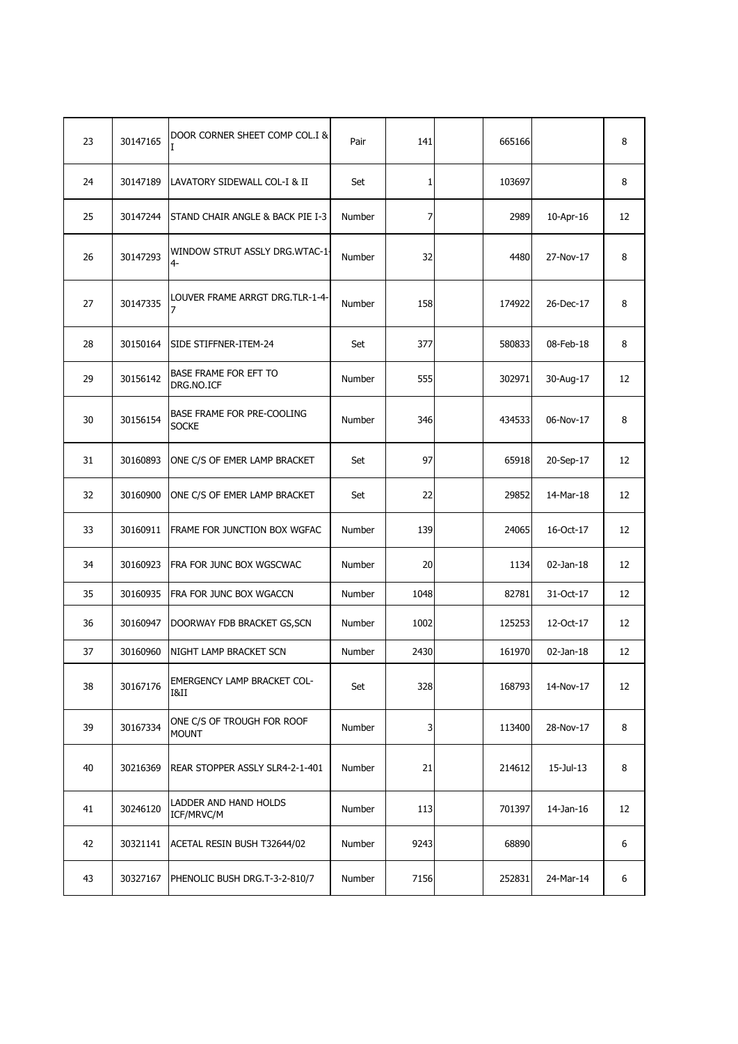| 23 | 30147165 | DOOR CORNER SHEET COMP COL.I & I | Pair | 141 | | 665166 | | 8 |
|---|---|---|---|---|---|---|---|---|
| 24 | 30147189 | LAVATORY SIDEWALL COL-I & II | Set | 1 | | 103697 | | 8 |
| 25 | 30147244 | STAND CHAIR ANGLE & BACK PIE I-3 | Number | 7 | | 2989 | 10-Apr-16 | 12 |
| 26 | 30147293 | WINDOW STRUT ASSLY DRG.WTAC-1-4- | Number | 32 | | 4480 | 27-Nov-17 | 8 |
| 27 | 30147335 | LOUVER FRAME ARRGT DRG.TLR-1-4-7 | Number | 158 | | 174922 | 26-Dec-17 | 8 |
| 28 | 30150164 | SIDE STIFFNER-ITEM-24 | Set | 377 | | 580833 | 08-Feb-18 | 8 |
| 29 | 30156142 | BASE FRAME FOR EFT TO DRG.NO.ICF | Number | 555 | | 302971 | 30-Aug-17 | 12 |
| 30 | 30156154 | BASE FRAME FOR PRE-COOLING SOCKE | Number | 346 | | 434533 | 06-Nov-17 | 8 |
| 31 | 30160893 | ONE C/S OF EMER LAMP BRACKET | Set | 97 | | 65918 | 20-Sep-17 | 12 |
| 32 | 30160900 | ONE C/S OF EMER LAMP BRACKET | Set | 22 | | 29852 | 14-Mar-18 | 12 |
| 33 | 30160911 | FRAME FOR JUNCTION BOX WGFAC | Number | 139 | | 24065 | 16-Oct-17 | 12 |
| 34 | 30160923 | FRA FOR JUNC BOX WGSCWAC | Number | 20 | | 1134 | 02-Jan-18 | 12 |
| 35 | 30160935 | FRA FOR JUNC BOX WGACCN | Number | 1048 | | 82781 | 31-Oct-17 | 12 |
| 36 | 30160947 | DOORWAY FDB BRACKET GS,SCN | Number | 1002 | | 125253 | 12-Oct-17 | 12 |
| 37 | 30160960 | NIGHT LAMP BRACKET SCN | Number | 2430 | | 161970 | 02-Jan-18 | 12 |
| 38 | 30167176 | EMERGENCY LAMP BRACKET COL-I&II | Set | 328 | | 168793 | 14-Nov-17 | 12 |
| 39 | 30167334 | ONE C/S OF TROUGH FOR ROOF MOUNT | Number | 3 | | 113400 | 28-Nov-17 | 8 |
| 40 | 30216369 | REAR STOPPER ASSLY SLR4-2-1-401 | Number | 21 | | 214612 | 15-Jul-13 | 8 |
| 41 | 30246120 | LADDER AND HAND HOLDS ICF/MRVC/M | Number | 113 | | 701397 | 14-Jan-16 | 12 |
| 42 | 30321141 | ACETAL RESIN BUSH T32644/02 | Number | 9243 | | 68890 | | 6 |
| 43 | 30327167 | PHENOLIC BUSH DRG.T-3-2-810/7 | Number | 7156 | | 252831 | 24-Mar-14 | 6 |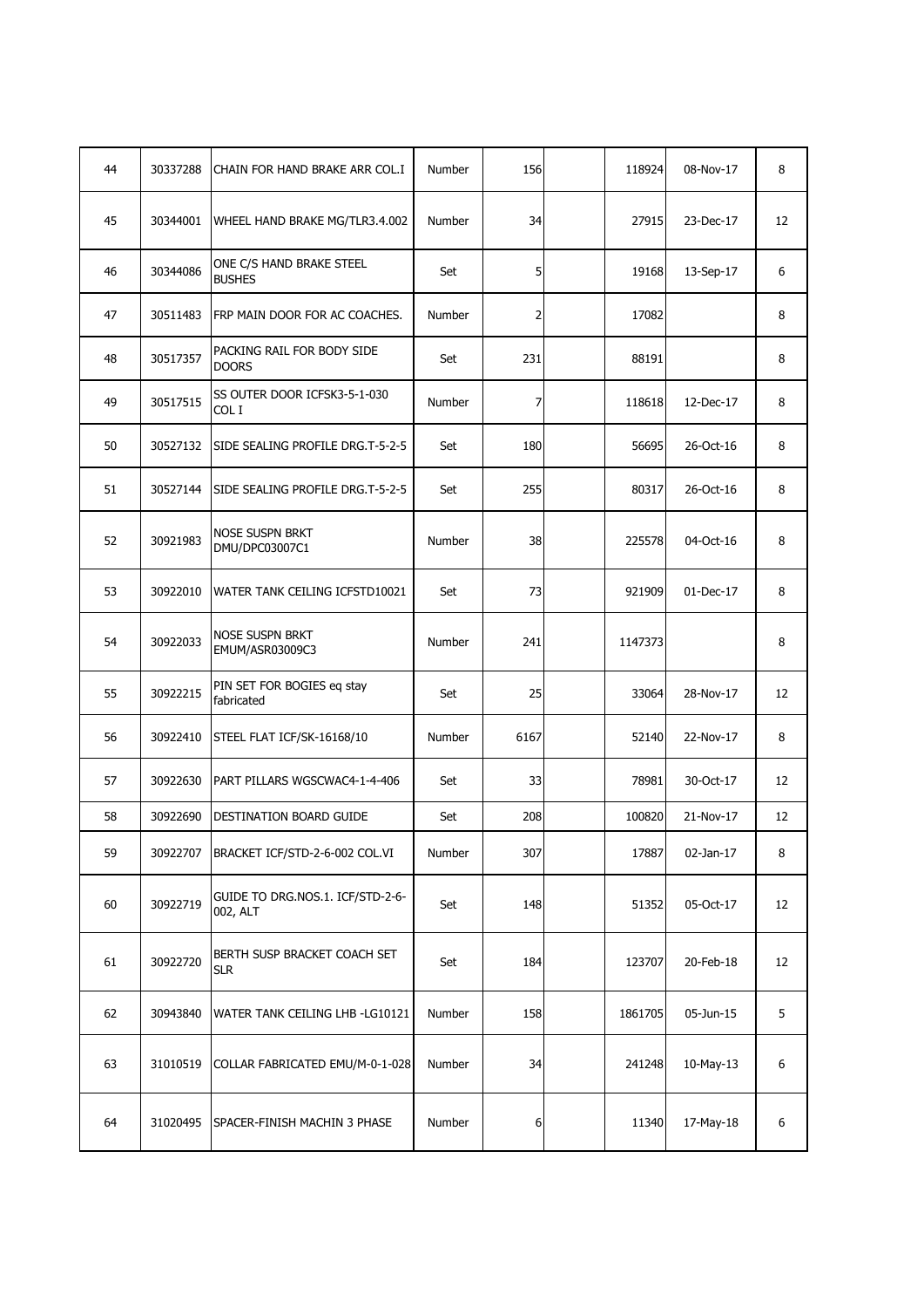| 44 | 30337288 | CHAIN FOR HAND BRAKE ARR COL.I | Number | 156 | | 118924 | 08-Nov-17 | 8 |
|---|---|---|---|---|---|---|---|---|
| 45 | 30344001 | WHEEL HAND BRAKE MG/TLR3.4.002 | Number | 34 | | 27915 | 23-Dec-17 | 12 |
| 46 | 30344086 | ONE C/S HAND BRAKE STEEL BUSHES | Set | 5 | | 19168 | 13-Sep-17 | 6 |
| 47 | 30511483 | FRP MAIN DOOR FOR AC COACHES. | Number | 2 | | 17082 | | 8 |
| 48 | 30517357 | PACKING RAIL FOR BODY SIDE DOORS | Set | 231 | | 88191 | | 8 |
| 49 | 30517515 | SS OUTER DOOR ICFSK3-5-1-030 COL I | Number | 7 | | 118618 | 12-Dec-17 | 8 |
| 50 | 30527132 | SIDE SEALING PROFILE DRG.T-5-2-5 | Set | 180 | | 56695 | 26-Oct-16 | 8 |
| 51 | 30527144 | SIDE SEALING PROFILE DRG.T-5-2-5 | Set | 255 | | 80317 | 26-Oct-16 | 8 |
| 52 | 30921983 | NOSE SUSPN BRKT DMU/DPC03007C1 | Number | 38 | | 225578 | 04-Oct-16 | 8 |
| 53 | 30922010 | WATER TANK CEILING ICFSTD10021 | Set | 73 | | 921909 | 01-Dec-17 | 8 |
| 54 | 30922033 | NOSE SUSPN BRKT EMUM/ASR03009C3 | Number | 241 | | 1147373 | | 8 |
| 55 | 30922215 | PIN SET FOR BOGIES eq stay fabricated | Set | 25 | | 33064 | 28-Nov-17 | 12 |
| 56 | 30922410 | STEEL FLAT ICF/SK-16168/10 | Number | 6167 | | 52140 | 22-Nov-17 | 8 |
| 57 | 30922630 | PART PILLARS WGSCWAC4-1-4-406 | Set | 33 | | 78981 | 30-Oct-17 | 12 |
| 58 | 30922690 | DESTINATION BOARD GUIDE | Set | 208 | | 100820 | 21-Nov-17 | 12 |
| 59 | 30922707 | BRACKET ICF/STD-2-6-002 COL.VI | Number | 307 | | 17887 | 02-Jan-17 | 8 |
| 60 | 30922719 | GUIDE TO DRG.NOS.1. ICF/STD-2-6-002, ALT | Set | 148 | | 51352 | 05-Oct-17 | 12 |
| 61 | 30922720 | BERTH SUSP BRACKET COACH SET SLR | Set | 184 | | 123707 | 20-Feb-18 | 12 |
| 62 | 30943840 | WATER TANK CEILING LHB -LG10121 | Number | 158 | | 1861705 | 05-Jun-15 | 5 |
| 63 | 31010519 | COLLAR FABRICATED EMU/M-0-1-028 | Number | 34 | | 241248 | 10-May-13 | 6 |
| 64 | 31020495 | SPACER-FINISH MACHIN 3 PHASE | Number | 6 | | 11340 | 17-May-18 | 6 |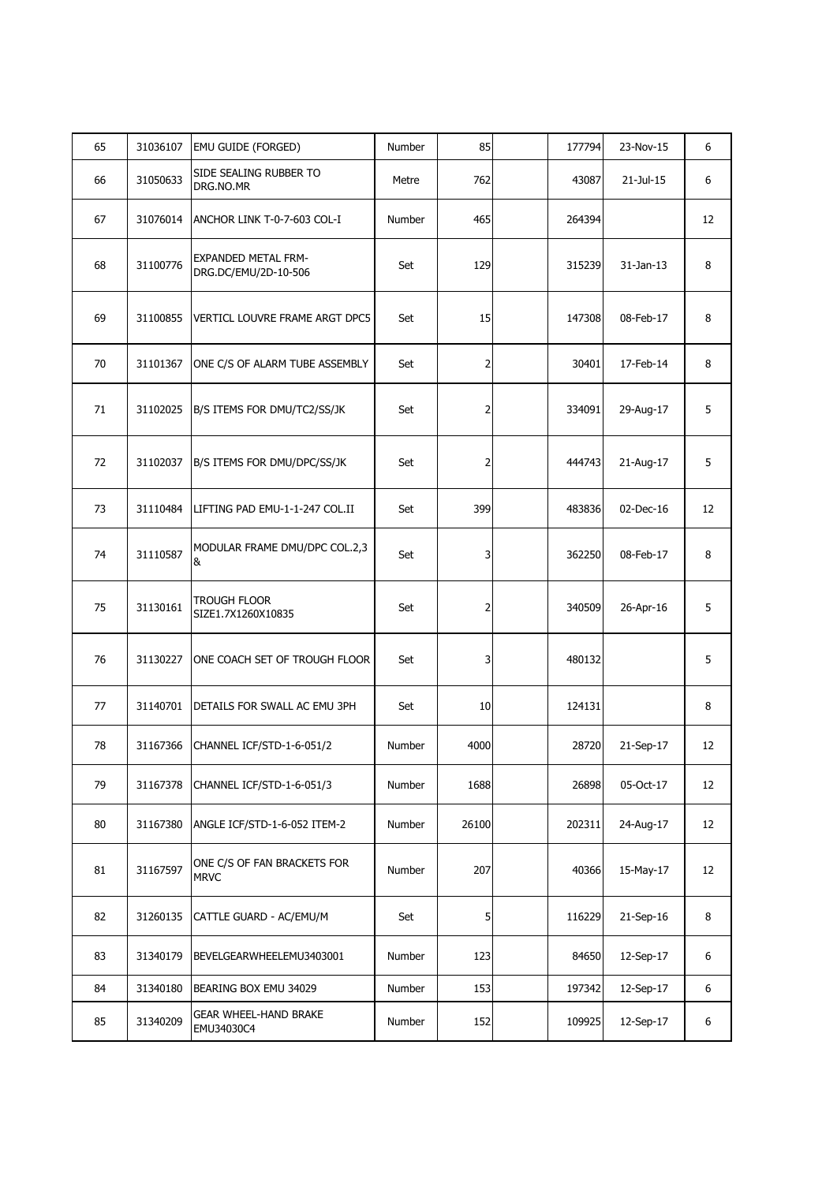|  |  |  |  |  |  |  |  |  |
|---|---|---|---|---|---|---|---|---|
| 65 | 31036107 | EMU GUIDE (FORGED) | Number | 85 |  | 177794 | 23-Nov-15 | 6 |
| 66 | 31050633 | SIDE SEALING RUBBER TO DRG.NO.MR | Metre | 762 |  | 43087 | 21-Jul-15 | 6 |
| 67 | 31076014 | ANCHOR LINK T-0-7-603 COL-I | Number | 465 |  | 264394 |  | 12 |
| 68 | 31100776 | EXPANDED METAL FRM-DRG.DC/EMU/2D-10-506 | Set | 129 |  | 315239 | 31-Jan-13 | 8 |
| 69 | 31100855 | VERTICL LOUVRE FRAME ARGT DPC5 | Set | 15 |  | 147308 | 08-Feb-17 | 8 |
| 70 | 31101367 | ONE C/S OF ALARM TUBE ASSEMBLY | Set | 2 |  | 30401 | 17-Feb-14 | 8 |
| 71 | 31102025 | B/S ITEMS FOR DMU/TC2/SS/JK | Set | 2 |  | 334091 | 29-Aug-17 | 5 |
| 72 | 31102037 | B/S ITEMS FOR DMU/DPC/SS/JK | Set | 2 |  | 444743 | 21-Aug-17 | 5 |
| 73 | 31110484 | LIFTING PAD EMU-1-1-247 COL.II | Set | 399 |  | 483836 | 02-Dec-16 | 12 |
| 74 | 31110587 | MODULAR FRAME DMU/DPC COL.2,3 & | Set | 3 |  | 362250 | 08-Feb-17 | 8 |
| 75 | 31130161 | TROUGH FLOOR SIZE1.7X1260X10835 | Set | 2 |  | 340509 | 26-Apr-16 | 5 |
| 76 | 31130227 | ONE COACH SET OF TROUGH FLOOR | Set | 3 |  | 480132 |  | 5 |
| 77 | 31140701 | DETAILS FOR SWALL AC EMU 3PH | Set | 10 |  | 124131 |  | 8 |
| 78 | 31167366 | CHANNEL ICF/STD-1-6-051/2 | Number | 4000 |  | 28720 | 21-Sep-17 | 12 |
| 79 | 31167378 | CHANNEL ICF/STD-1-6-051/3 | Number | 1688 |  | 26898 | 05-Oct-17 | 12 |
| 80 | 31167380 | ANGLE ICF/STD-1-6-052 ITEM-2 | Number | 26100 |  | 202311 | 24-Aug-17 | 12 |
| 81 | 31167597 | ONE C/S OF FAN BRACKETS FOR MRVC | Number | 207 |  | 40366 | 15-May-17 | 12 |
| 82 | 31260135 | CATTLE GUARD - AC/EMU/M | Set | 5 |  | 116229 | 21-Sep-16 | 8 |
| 83 | 31340179 | BEVELGEARWHEELEMU3403001 | Number | 123 |  | 84650 | 12-Sep-17 | 6 |
| 84 | 31340180 | BEARING BOX EMU 34029 | Number | 153 |  | 197342 | 12-Sep-17 | 6 |
| 85 | 31340209 | GEAR WHEEL-HAND BRAKE EMU34030C4 | Number | 152 |  | 109925 | 12-Sep-17 | 6 |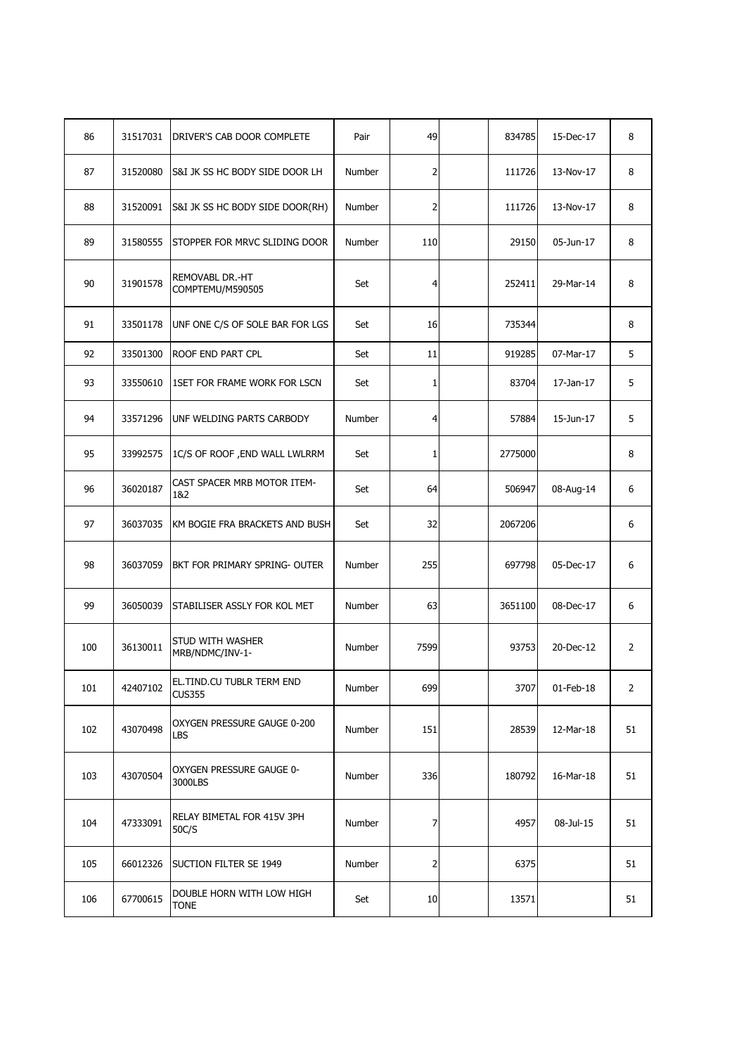| 86 | 31517031 | DRIVER'S CAB DOOR COMPLETE | Pair | 49 | | 834785 | 15-Dec-17 | 8 |
|---|---|---|---|---|---|---|---|---|
| 87 | 31520080 | S&I JK SS HC BODY SIDE DOOR LH | Number | 2 | | 111726 | 13-Nov-17 | 8 |
| 88 | 31520091 | S&I JK SS HC BODY SIDE DOOR(RH) | Number | 2 | | 111726 | 13-Nov-17 | 8 |
| 89 | 31580555 | STOPPER FOR MRVC SLIDING DOOR | Number | 110 | | 29150 | 05-Jun-17 | 8 |
| 90 | 31901578 | REMOVABL DR.-HT COMPTEMU/M590505 | Set | 4 | | 252411 | 29-Mar-14 | 8 |
| 91 | 33501178 | UNF ONE C/S OF SOLE BAR FOR LGS | Set | 16 | | 735344 | | 8 |
| 92 | 33501300 | ROOF END PART CPL | Set | 11 | | 919285 | 07-Mar-17 | 5 |
| 93 | 33550610 | 1SET FOR FRAME WORK FOR LSCN | Set | 1 | | 83704 | 17-Jan-17 | 5 |
| 94 | 33571296 | UNF WELDING PARTS CARBODY | Number | 4 | | 57884 | 15-Jun-17 | 5 |
| 95 | 33992575 | 1C/S OF ROOF ,END WALL LWLRRM | Set | 1 | | 2775000 | | 8 |
| 96 | 36020187 | CAST SPACER MRB MOTOR ITEM-1&2 | Set | 64 | | 506947 | 08-Aug-14 | 6 |
| 97 | 36037035 | KM BOGIE FRA BRACKETS AND BUSH | Set | 32 | | 2067206 | | 6 |
| 98 | 36037059 | BKT FOR PRIMARY SPRING- OUTER | Number | 255 | | 697798 | 05-Dec-17 | 6 |
| 99 | 36050039 | STABILISER ASSLY FOR KOL MET | Number | 63 | | 3651100 | 08-Dec-17 | 6 |
| 100 | 36130011 | STUD WITH WASHER MRB/NDMC/INV-1- | Number | 7599 | | 93753 | 20-Dec-12 | 2 |
| 101 | 42407102 | EL.TIND.CU TUBLR TERM END CUS355 | Number | 699 | | 3707 | 01-Feb-18 | 2 |
| 102 | 43070498 | OXYGEN PRESSURE GAUGE 0-200 LBS | Number | 151 | | 28539 | 12-Mar-18 | 51 |
| 103 | 43070504 | OXYGEN PRESSURE GAUGE 0-3000LBS | Number | 336 | | 180792 | 16-Mar-18 | 51 |
| 104 | 47333091 | RELAY BIMETAL FOR 415V 3PH 50C/S | Number | 7 | | 4957 | 08-Jul-15 | 51 |
| 105 | 66012326 | SUCTION FILTER SE 1949 | Number | 2 | | 6375 | | 51 |
| 106 | 67700615 | DOUBLE HORN WITH LOW HIGH TONE | Set | 10 | | 13571 | | 51 |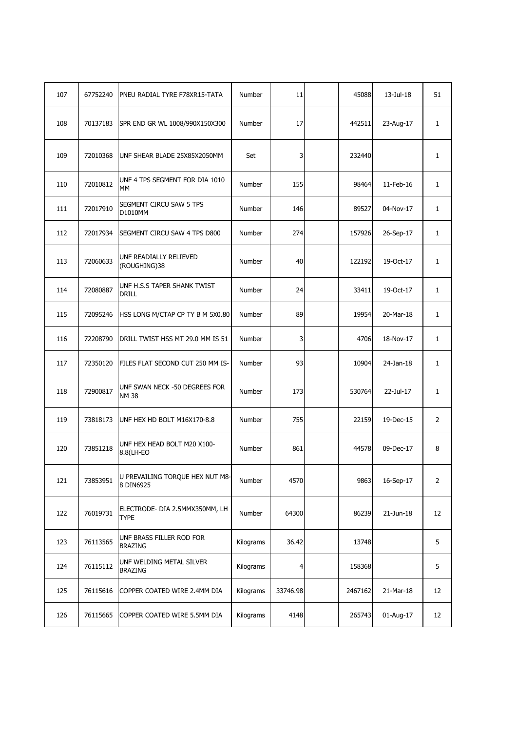| | | | | | | | | |
|---|---|---|---|---|---|---|---|---|
| 107 | 67752240 | PNEU RADIAL TYRE F78XR15-TATA | Number | 11 | | 45088 | 13-Jul-18 | 51 |
| 108 | 70137183 | SPR END GR WL 1008/990X150X300 | Number | 17 | | 442511 | 23-Aug-17 | 1 |
| 109 | 72010368 | UNF SHEAR BLADE 25X85X2050MM | Set | 3 | | 232440 | | 1 |
| 110 | 72010812 | UNF 4 TPS SEGMENT FOR DIA 1010 MM | Number | 155 | | 98464 | 11-Feb-16 | 1 |
| 111 | 72017910 | SEGMENT CIRCU SAW 5 TPS D1010MM | Number | 146 | | 89527 | 04-Nov-17 | 1 |
| 112 | 72017934 | SEGMENT CIRCU SAW 4 TPS D800 | Number | 274 | | 157926 | 26-Sep-17 | 1 |
| 113 | 72060633 | UNF READIALLY RELIEVED (ROUGHING)38 | Number | 40 | | 122192 | 19-Oct-17 | 1 |
| 114 | 72080887 | UNF H.S.S TAPER SHANK TWIST DRILL | Number | 24 | | 33411 | 19-Oct-17 | 1 |
| 115 | 72095246 | HSS LONG M/CTAP CP TY B M 5X0.80 | Number | 89 | | 19954 | 20-Mar-18 | 1 |
| 116 | 72208790 | DRILL TWIST HSS MT 29.0 MM IS 51 | Number | 3 | | 4706 | 18-Nov-17 | 1 |
| 117 | 72350120 | FILES FLAT SECOND CUT 250 MM IS- | Number | 93 | | 10904 | 24-Jan-18 | 1 |
| 118 | 72900817 | UNF SWAN NECK -50 DEGREES FOR NM 38 | Number | 173 | | 530764 | 22-Jul-17 | 1 |
| 119 | 73818173 | UNF HEX HD BOLT M16X170-8.8 | Number | 755 | | 22159 | 19-Dec-15 | 2 |
| 120 | 73851218 | UNF HEX HEAD BOLT M20 X100-8.8(LH-EO | Number | 861 | | 44578 | 09-Dec-17 | 8 |
| 121 | 73853951 | U PREVAILING TORQUE HEX NUT M8-8 DIN6925 | Number | 4570 | | 9863 | 16-Sep-17 | 2 |
| 122 | 76019731 | ELECTRODE- DIA 2.5MMX350MM, LH TYPE | Number | 64300 | | 86239 | 21-Jun-18 | 12 |
| 123 | 76113565 | UNF BRASS FILLER ROD FOR BRAZING | Kilograms | 36.42 | | 13748 | | 5 |
| 124 | 76115112 | UNF WELDING METAL SILVER BRAZING | Kilograms | 4 | | 158368 | | 5 |
| 125 | 76115616 | COPPER COATED WIRE 2.4MM DIA | Kilograms | 33746.98 | | 2467162 | 21-Mar-18 | 12 |
| 126 | 76115665 | COPPER COATED WIRE 5.5MM DIA | Kilograms | 4148 | | 265743 | 01-Aug-17 | 12 |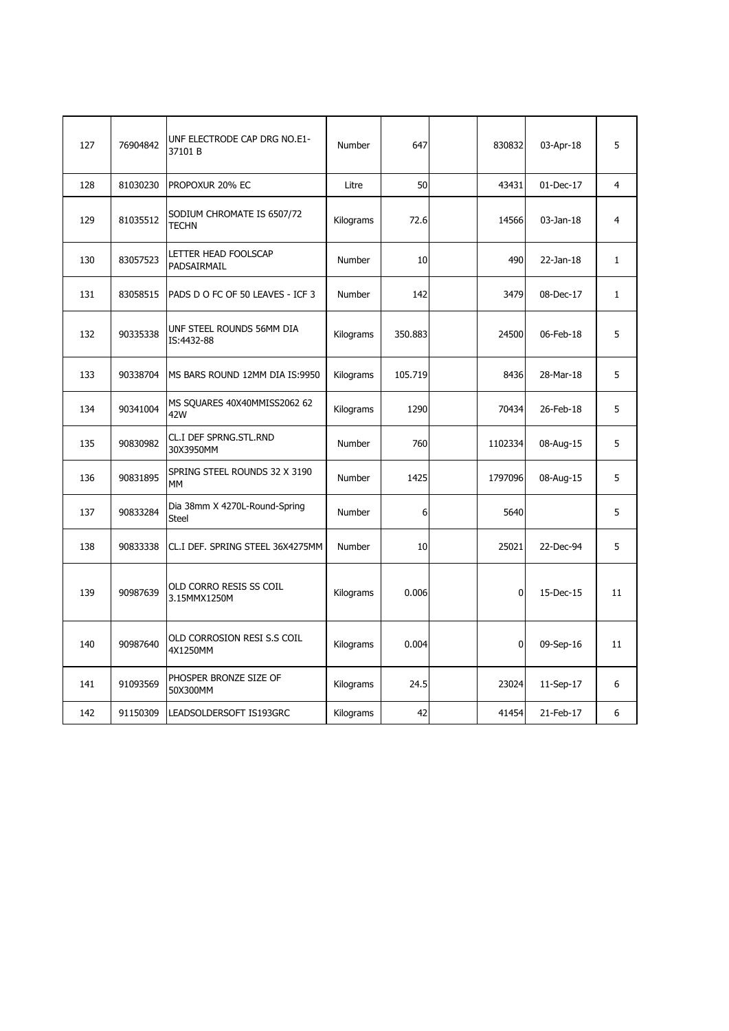| | | | | | | | | |
|---|---|---|---|---|---|---|---|---|
| 127 | 76904842 | UNF ELECTRODE CAP DRG NO.E1-37101 B | Number | 647 | | 830832 | 03-Apr-18 | 5 |
| 128 | 81030230 | PROPOXUR 20% EC | Litre | 50 | | 43431 | 01-Dec-17 | 4 |
| 129 | 81035512 | SODIUM CHROMATE IS 6507/72 TECHN | Kilograms | 72.6 | | 14566 | 03-Jan-18 | 4 |
| 130 | 83057523 | LETTER HEAD FOOLSCAP PADSAIRMAIL | Number | 10 | | 490 | 22-Jan-18 | 1 |
| 131 | 83058515 | PADS D O FC OF 50 LEAVES - ICF 3 | Number | 142 | | 3479 | 08-Dec-17 | 1 |
| 132 | 90335338 | UNF STEEL ROUNDS 56MM DIA IS:4432-88 | Kilograms | 350.883 | | 24500 | 06-Feb-18 | 5 |
| 133 | 90338704 | MS BARS ROUND 12MM DIA IS:9950 | Kilograms | 105.719 | | 8436 | 28-Mar-18 | 5 |
| 134 | 90341004 | MS SQUARES 40X40MMISS2062 62 42W | Kilograms | 1290 | | 70434 | 26-Feb-18 | 5 |
| 135 | 90830982 | CL.I DEF SPRNG.STL.RND 30X3950MM | Number | 760 | | 1102334 | 08-Aug-15 | 5 |
| 136 | 90831895 | SPRING STEEL ROUNDS 32 X 3190 MM | Number | 1425 | | 1797096 | 08-Aug-15 | 5 |
| 137 | 90833284 | Dia 38mm X 4270L-Round-Spring Steel | Number | 6 | | 5640 | | 5 |
| 138 | 90833338 | CL.I DEF. SPRING STEEL 36X4275MM | Number | 10 | | 25021 | 22-Dec-94 | 5 |
| 139 | 90987639 | OLD CORRO RESIS SS COIL 3.15MMX1250M | Kilograms | 0.006 | | 0 | 15-Dec-15 | 11 |
| 140 | 90987640 | OLD CORROSION RESI S.S COIL 4X1250MM | Kilograms | 0.004 | | 0 | 09-Sep-16 | 11 |
| 141 | 91093569 | PHOSPER BRONZE SIZE OF 50X300MM | Kilograms | 24.5 | | 23024 | 11-Sep-17 | 6 |
| 142 | 91150309 | LEADSOLDERSOFT IS193GRC | Kilograms | 42 | | 41454 | 21-Feb-17 | 6 |